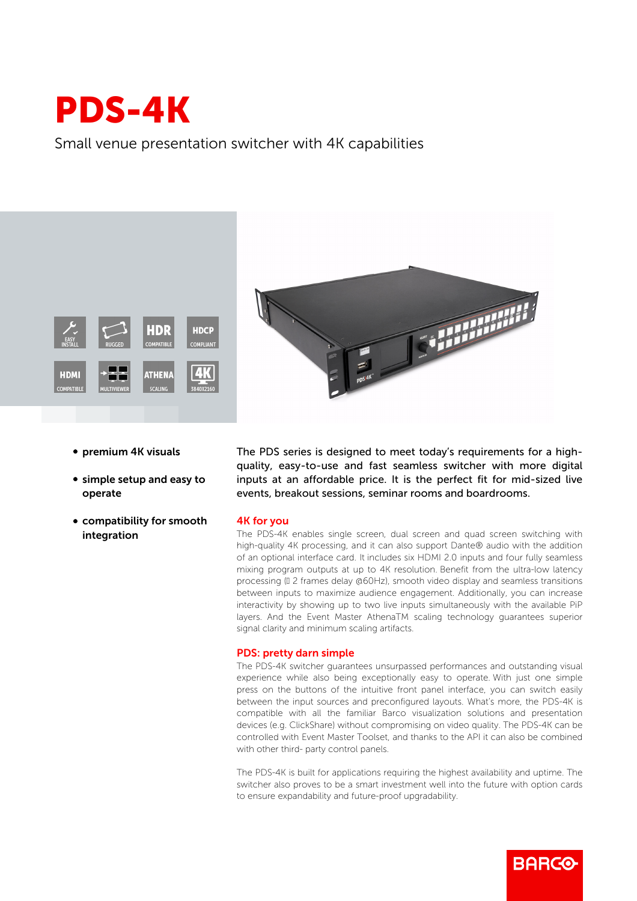# PDS-4K

Small venue presentation switcher with 4K capabilities

EASY INSTALL | RUGGED | HDR COMPATIBLE | HDCP COMPLIANT | HDMI COMPATIBLE | MULTIVIEWER | ATHENA SCALING | 4K 3840X2160

- **premium 4K visuals**
- **simple setup and easy to operate**
- **compatibility for smooth integration**

The PDS series is designed to meet today's requirements for a high-quality, easy-to-use and fast seamless switcher with more digital inputs at an affordable price. It is the perfect fit for mid-sized live events, breakout sessions, seminar rooms and boardrooms.

## 4K for you

The PDS-4K enables single screen, dual screen and quad screen switching with high-quality 4K processing, and it can also support Dante® audio with the addition of an optional interface card. It includes six HDMI 2.0 inputs and four fully seamless mixing program outputs at up to 4K resolution. Benefit from the ultra-low latency processing ( 2 frames delay @60Hz), smooth video display and seamless transitions between inputs to maximize audience engagement. Additionally, you can increase interactivity by showing up to two live inputs simultaneously with the available PiP layers. And the Event Master AthenaTM scaling technology guarantees superior signal clarity and minimum scaling artifacts.

## PDS: pretty darn simple

The PDS-4K switcher guarantees unsurpassed performances and outstanding visual experience while also being exceptionally easy to operate. With just one simple press on the buttons of the intuitive front panel interface, you can switch easily between the input sources and preconfigured layouts. What's more, the PDS-4K is compatible with all the familiar Barco visualization solutions and presentation devices (e.g. ClickShare) without compromising on video quality. The PDS-4K can be controlled with Event Master Toolset, and thanks to the API it can also be combined with other third- party control panels.

The PDS-4K is built for applications requiring the highest availability and uptime. The switcher also proves to be a smart investment well into the future with option cards to ensure expandability and future-proof upgradability.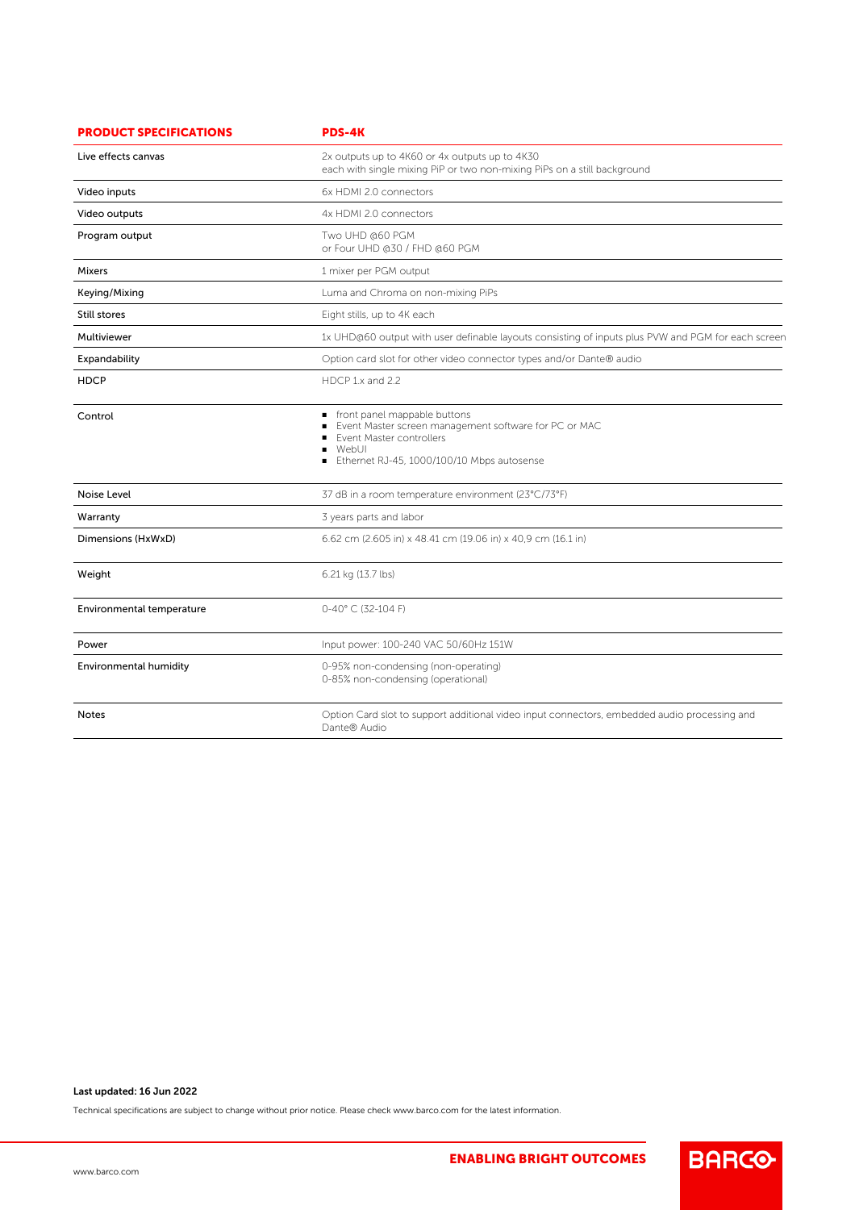| PRODUCT SPECIFICATIONS | PDS-4K |
|---|---|
| Live effects canvas | 2x outputs up to 4K60 or 4x outputs up to 4K30<br>each with single mixing PiP or two non-mixing PiPs on a still background |
| Video inputs | 6x HDMI 2.0 connectors |
| Video outputs | 4x HDMI 2.0 connectors |
| Program output | Two UHD @60 PGM<br>or Four UHD @30 / FHD @60 PGM |
| Mixers | 1 mixer per PGM output |
| Keying/Mixing | Luma and Chroma on non-mixing PiPs |
| Still stores | Eight stills, up to 4K each |
| Multiviewer | 1x UHD@60 output with user definable layouts consisting of inputs plus PVW and PGM for each screen |
| Expandability | Option card slot for other video connector types and/or Dante® audio |
| HDCP | HDCP 1.x and 2.2 |
| Control | ■ front panel mappable buttons<br>■ Event Master screen management software for PC or MAC<br>■ Event Master controllers<br>■ WebUI<br>■ Ethernet RJ-45, 1000/100/10 Mbps autosense |
| Noise Level | 37 dB in a room temperature environment (23°C/73°F) |
| Warranty | 3 years parts and labor |
| Dimensions (HxWxD) | 6.62 cm (2.605 in) x 48.41 cm (19.06 in) x 40,9 cm (16.1 in) |
| Weight | 6.21 kg (13.7 lbs) |
| Environmental temperature | 0-40° C (32-104 F) |
| Power | Input power: 100-240 VAC 50/60Hz 151W |
| Environmental humidity | 0-95% non-condensing (non-operating)<br>0-85% non-condensing (operational) |
| Notes | Option Card slot to support additional video input connectors, embedded audio processing and Dante® Audio |

**Last updated: 16 Jun 2022**

Technical specifications are subject to change without prior notice. Please check www.barco.com for the latest information.

**ENABLING BRIGHT OUTCOMES**

www.barco.com